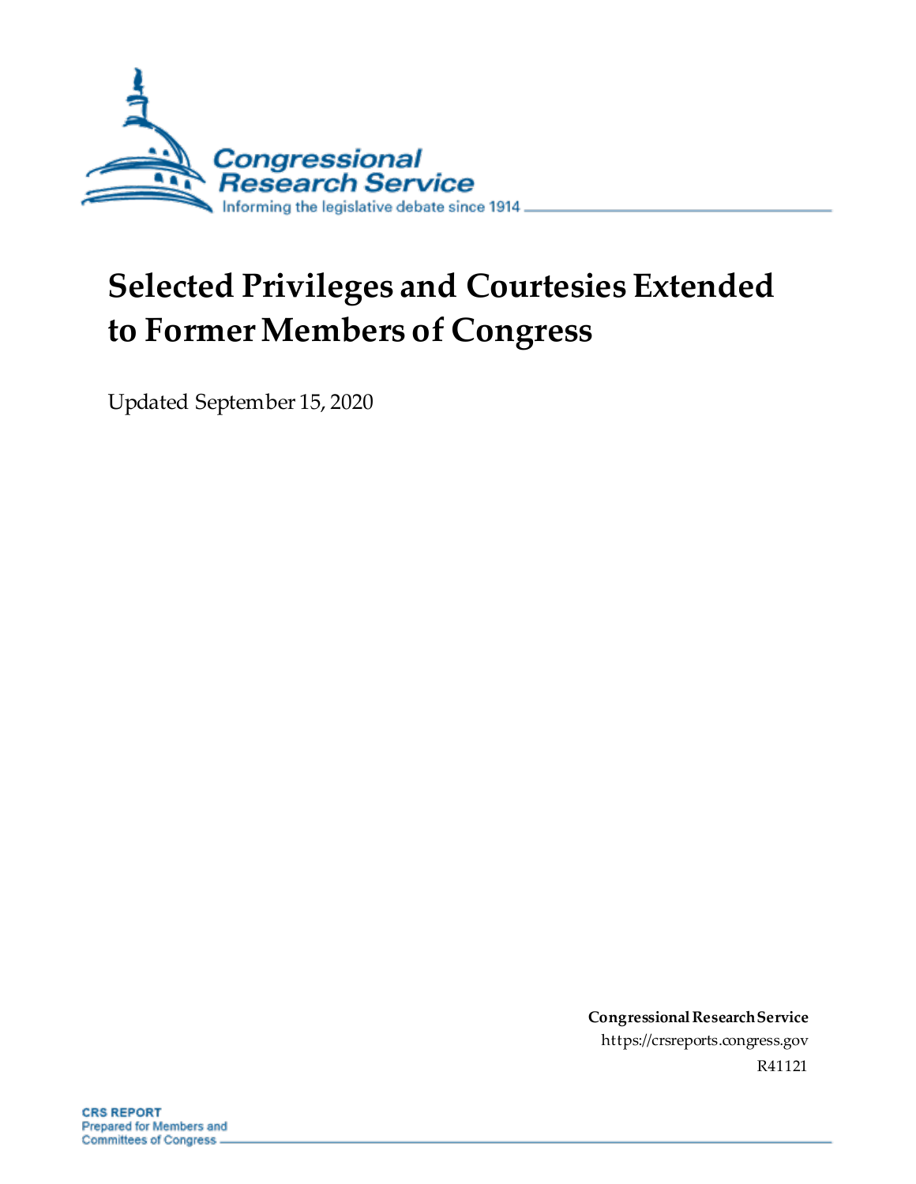Congressional Research Service

Informing the legislative debate since 1914

# Selected Privileges and Courtesies Extended to Former Members of Congress

Updated September 15, 2020

**Congressional Research Service**

https://crsreports.congress.gov

R41121

**CRS REPORT**

Prepared for Members and Committees of Congress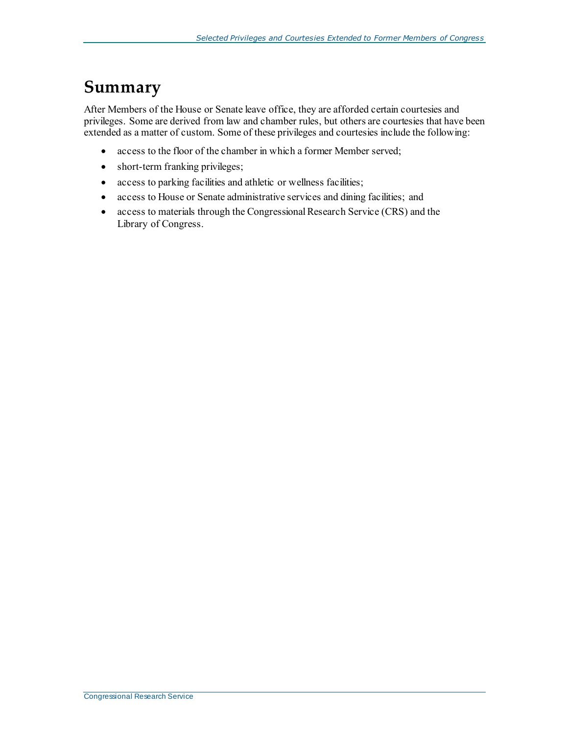# Summary

After Members of the House or Senate leave office, they are afforded certain courtesies and privileges. Some are derived from law and chamber rules, but others are courtesies that have been extended as a matter of custom. Some of these privileges and courtesies include the following:

- access to the floor of the chamber in which a former Member served;
- short-term franking privileges;
- access to parking facilities and athletic or wellness facilities;
- access to House or Senate administrative services and dining facilities; and
- access to materials through the Congressional Research Service (CRS) and the Library of Congress.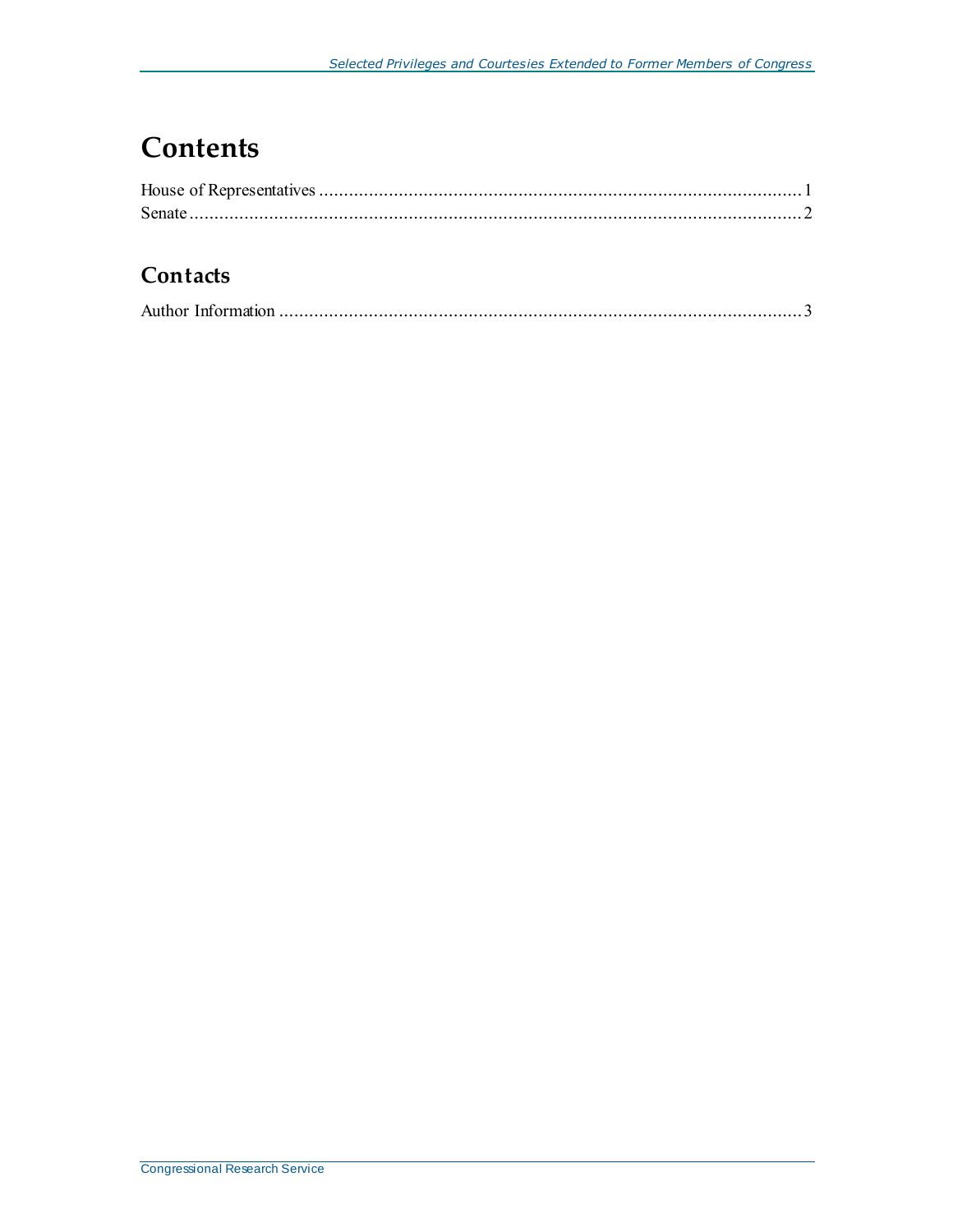# Contents

House of Representatives ........................................................................................................ 1
Senate ...................................................................................................................................... 2

## Contacts

Author Information ................................................................................................................ 3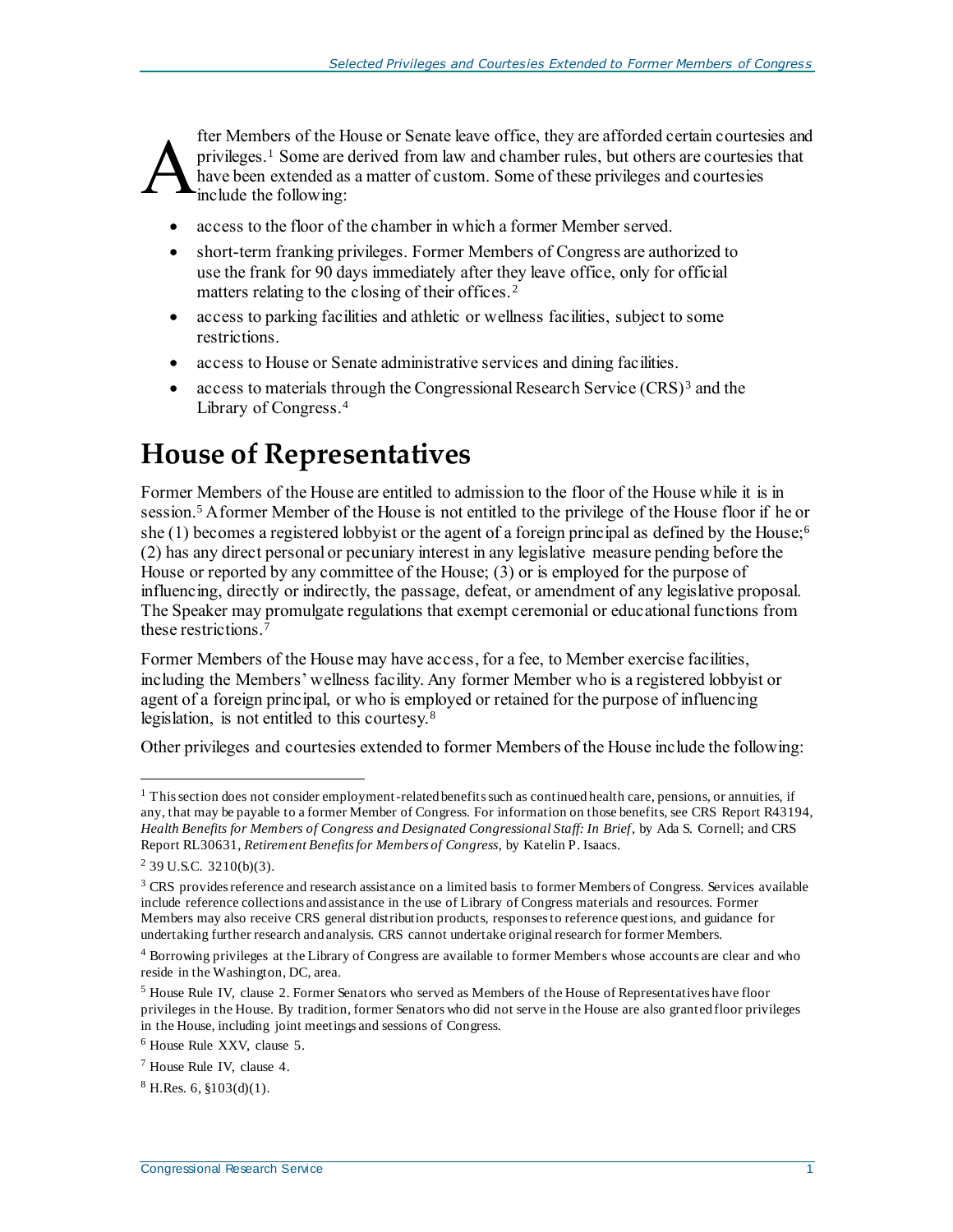After Members of the House or Senate leave office, they are afforded certain courtesies and privileges.[1] Some are derived from law and chamber rules, but others are courtesies that have been extended as a matter of custom. Some of these privileges and courtesies include the following:

- access to the floor of the chamber in which a former Member served.
- short-term franking privileges. Former Members of Congress are authorized to use the frank for 90 days immediately after they leave office, only for official matters relating to the closing of their offices.[2]
- access to parking facilities and athletic or wellness facilities, subject to some restrictions.
- access to House or Senate administrative services and dining facilities.
- access to materials through the Congressional Research Service (CRS)[3] and the Library of Congress.[4]

# House of Representatives

Former Members of the House are entitled to admission to the floor of the House while it is in session.[5] A former Member of the House is not entitled to the privilege of the House floor if he or she (1) becomes a registered lobbyist or the agent of a foreign principal as defined by the House;[6] (2) has any direct personal or pecuniary interest in any legislative measure pending before the House or reported by any committee of the House; (3) or is employed for the purpose of influencing, directly or indirectly, the passage, defeat, or amendment of any legislative proposal. The Speaker may promulgate regulations that exempt ceremonial or educational functions from these restrictions.[7]

Former Members of the House may have access, for a fee, to Member exercise facilities, including the Members' wellness facility. Any former Member who is a registered lobbyist or agent of a foreign principal, or who is employed or retained for the purpose of influencing legislation, is not entitled to this courtesy.[8]

Other privileges and courtesies extended to former Members of the House include the following:

---

[1] This section does not consider employment-related benefits such as continued health care, pensions, or annuities, if any, that may be payable to a former Member of Congress. For information on those benefits, see CRS Report R43194, *Health Benefits for Members of Congress and Designated Congressional Staff: In Brief*, by Ada S. Cornell; and CRS Report RL30631, *Retirement Benefits for Members of Congress*, by Katelin P. Isaacs.

[2] 39 U.S.C. 3210(b)(3).

[3] CRS provides reference and research assistance on a limited basis to former Members of Congress. Services available include reference collections and assistance in the use of Library of Congress materials and resources. Former Members may also receive CRS general distribution products, responses to reference questions, and guidance for undertaking further research and analysis. CRS cannot undertake original research for former Members.

[4] Borrowing privileges at the Library of Congress are available to former Members whose accounts are clear and who reside in the Washington, DC, area.

[5] House Rule IV, clause 2. Former Senators who served as Members of the House of Representatives have floor privileges in the House. By tradition, former Senators who did not serve in the House are also granted floor privileges in the House, including joint meetings and sessions of Congress.

[6] House Rule XXV, clause 5.

[7] House Rule IV, clause 4.

[8] H.Res. 6, §103(d)(1).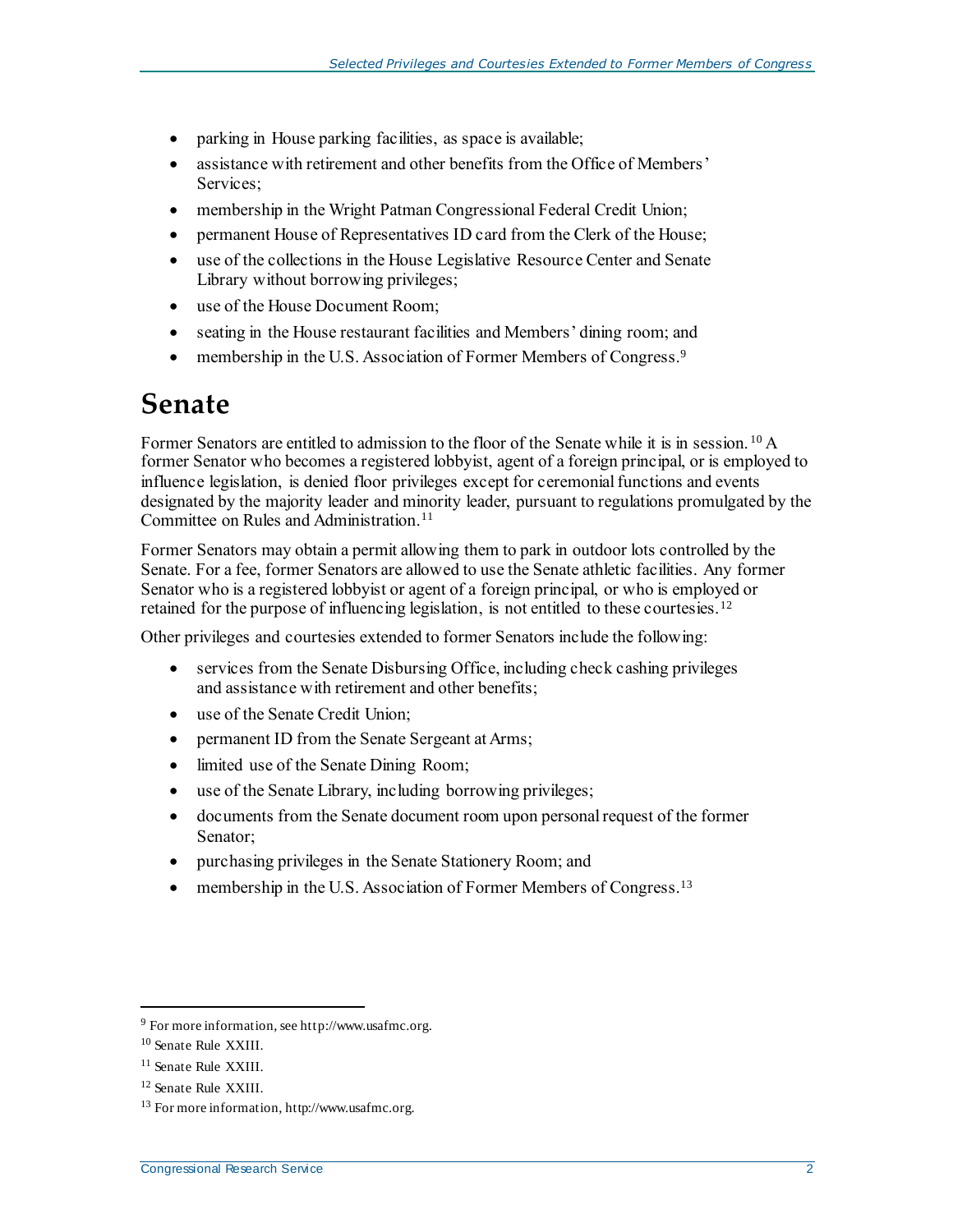- parking in House parking facilities, as space is available;
- assistance with retirement and other benefits from the Office of Members' Services;
- membership in the Wright Patman Congressional Federal Credit Union;
- permanent House of Representatives ID card from the Clerk of the House;
- use of the collections in the House Legislative Resource Center and Senate Library without borrowing privileges;
- use of the House Document Room;
- seating in the House restaurant facilities and Members' dining room; and
- membership in the U.S. Association of Former Members of Congress.[9]

# Senate

Former Senators are entitled to admission to the floor of the Senate while it is in session.[10] A former Senator who becomes a registered lobbyist, agent of a foreign principal, or is employed to influence legislation, is denied floor privileges except for ceremonial functions and events designated by the majority leader and minority leader, pursuant to regulations promulgated by the Committee on Rules and Administration.[11]

Former Senators may obtain a permit allowing them to park in outdoor lots controlled by the Senate. For a fee, former Senators are allowed to use the Senate athletic facilities. Any former Senator who is a registered lobbyist or agent of a foreign principal, or who is employed or retained for the purpose of influencing legislation, is not entitled to these courtesies.[12]

Other privileges and courtesies extended to former Senators include the following:

- services from the Senate Disbursing Office, including check cashing privileges and assistance with retirement and other benefits;
- use of the Senate Credit Union;
- permanent ID from the Senate Sergeant at Arms;
- limited use of the Senate Dining Room;
- use of the Senate Library, including borrowing privileges;
- documents from the Senate document room upon personal request of the former Senator;
- purchasing privileges in the Senate Stationery Room; and
- membership in the U.S. Association of Former Members of Congress.[13]

---

[9] For more information, see http://www.usafmc.org.

[10] Senate Rule XXIII.

[11] Senate Rule XXIII.

[12] Senate Rule XXIII.

[13] For more information, http://www.usafmc.org.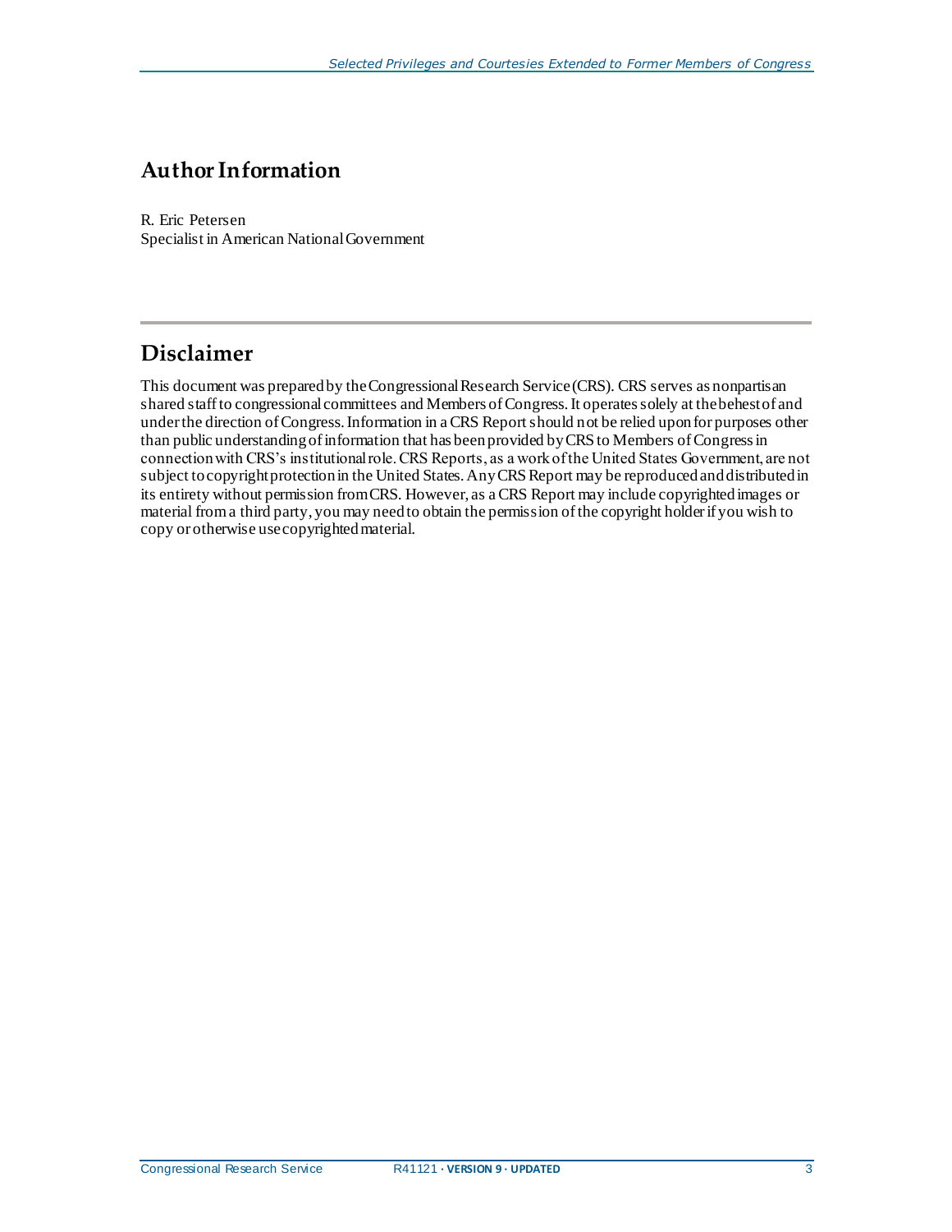## Author Information

R. Eric Petersen
Specialist in American National Government

## Disclaimer

This document was prepared by the Congressional Research Service (CRS). CRS serves as nonpartisan shared staff to congressional committees and Members of Congress. It operates solely at the behest of and under the direction of Congress. Information in a CRS Report should not be relied upon for purposes other than public understanding of information that has been provided by CRS to Members of Congress in connection with CRS's institutional role. CRS Reports, as a work of the United States Government, are not subject to copyright protection in the United States. Any CRS Report may be reproduced and distributed in its entirety without permission from CRS. However, as a CRS Report may include copyrighted images or material from a third party, you may need to obtain the permission of the copyright holder if you wish to copy or otherwise use copyrighted material.